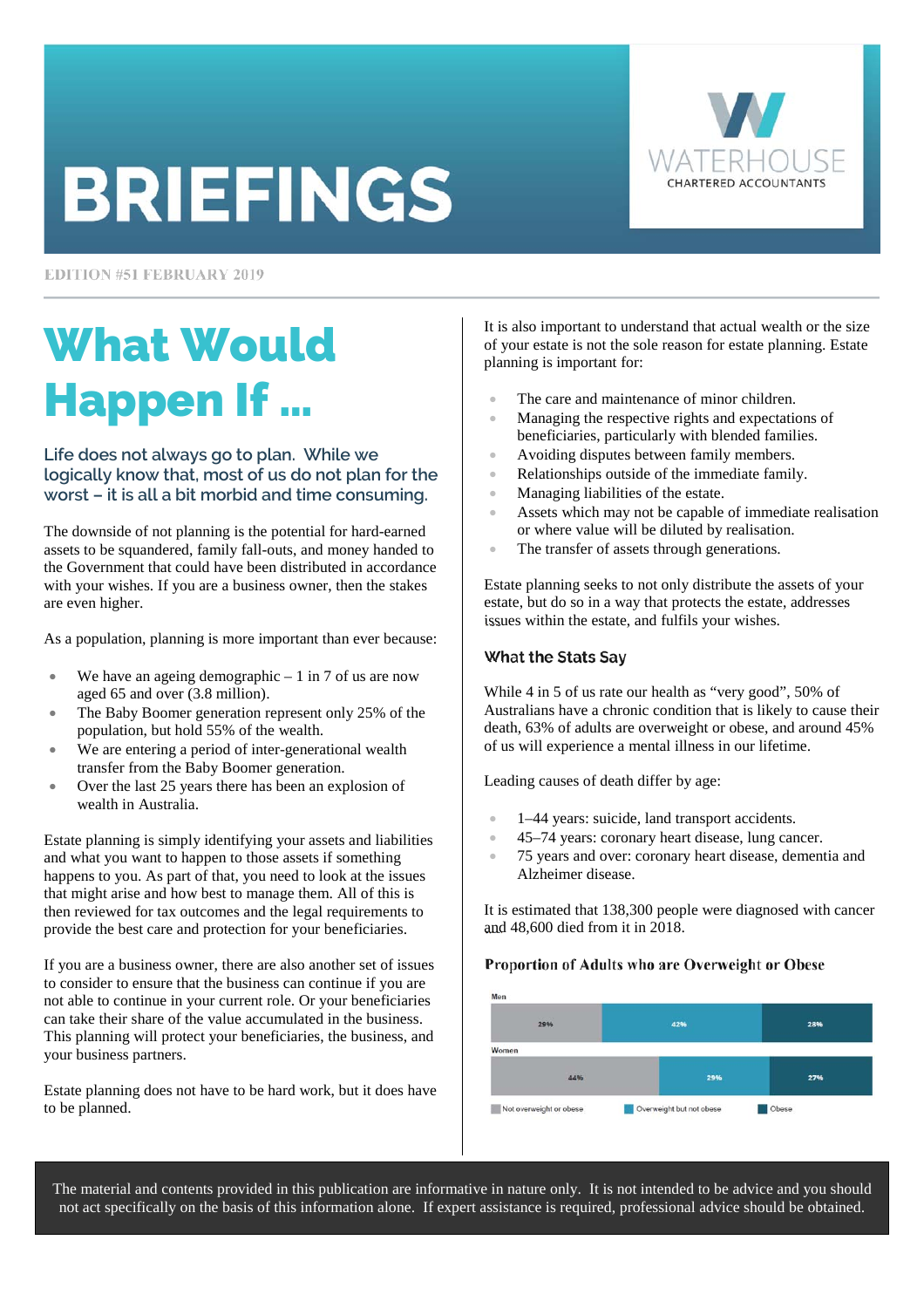# BRIEFINGS

WATERHOUSE
CHARTERED ACCOUNTANTS

EDITION #51 FEBRUARY 2019

## What Would Happen If ...

**Life does not always go to plan. While we logically know that, most of us do not plan for the worst – it is all a bit morbid and time consuming.**

The downside of not planning is the potential for hard-earned assets to be squandered, family fall-outs, and money handed to the Government that could have been distributed in accordance with your wishes. If you are a business owner, then the stakes are even higher.

As a population, planning is more important than ever because:

- We have an ageing demographic – 1 in 7 of us are now aged 65 and over (3.8 million).
- The Baby Boomer generation represent only 25% of the population, but hold 55% of the wealth.
- We are entering a period of inter-generational wealth transfer from the Baby Boomer generation.
- Over the last 25 years there has been an explosion of wealth in Australia.

Estate planning is simply identifying your assets and liabilities and what you want to happen to those assets if something happens to you. As part of that, you need to look at the issues that might arise and how best to manage them. All of this is then reviewed for tax outcomes and the legal requirements to provide the best care and protection for your beneficiaries.

If you are a business owner, there are also another set of issues to consider to ensure that the business can continue if you are not able to continue in your current role. Or your beneficiaries can take their share of the value accumulated in the business. This planning will protect your beneficiaries, the business, and your business partners.

Estate planning does not have to be hard work, but it does have to be planned.

It is also important to understand that actual wealth or the size of your estate is not the sole reason for estate planning. Estate planning is important for:

- The care and maintenance of minor children.
- Managing the respective rights and expectations of beneficiaries, particularly with blended families.
- Avoiding disputes between family members.
- Relationships outside of the immediate family.
- Managing liabilities of the estate.
- Assets which may not be capable of immediate realisation or where value will be diluted by realisation.
- The transfer of assets through generations.

Estate planning seeks to not only distribute the assets of your estate, but do so in a way that protects the estate, addresses issues within the estate, and fulfils your wishes.

### What the Stats Say

While 4 in 5 of us rate our health as "very good", 50% of Australians have a chronic condition that is likely to cause their death, 63% of adults are overweight or obese, and around 45% of us will experience a mental illness in our lifetime.

Leading causes of death differ by age:

- 1–44 years: suicide, land transport accidents.
- 45–74 years: coronary heart disease, lung cancer.
- 75 years and over: coronary heart disease, dementia and Alzheimer disease.

It is estimated that 138,300 people were diagnosed with cancer and 48,600 died from it in 2018.

**Proportion of Adults who are Overweight or Obese**

| | Not overweight or obese | Overweight but not obese | Obese |
|---|---|---|---|
| Men | 29% | 42% | 28% |
| Women | 44% | 29% | 27% |

The material and contents provided in this publication are informative in nature only. It is not intended to be advice and you should not act specifically on the basis of this information alone. If expert assistance is required, professional advice should be obtained.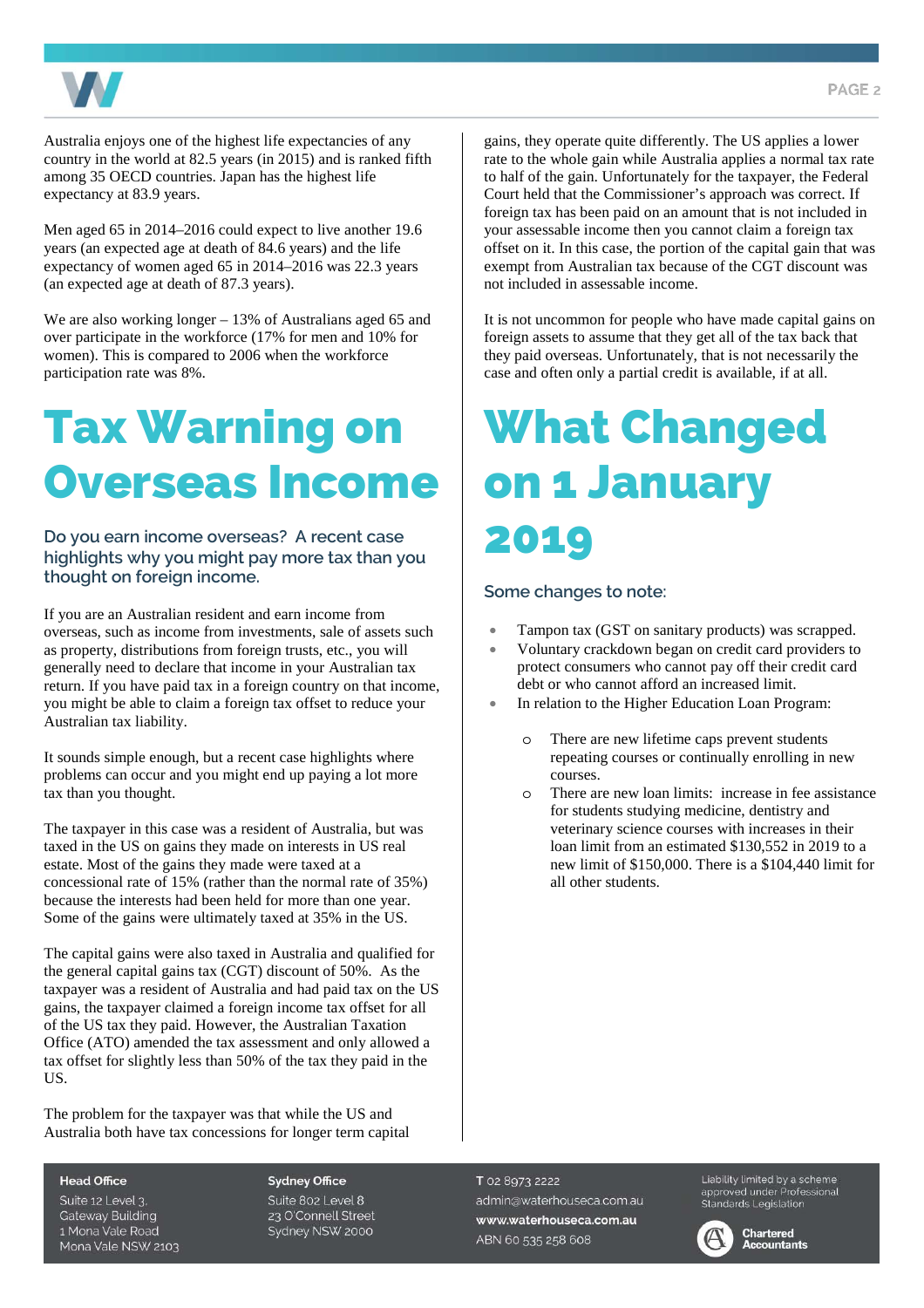Australia enjoys one of the highest life expectancies of any country in the world at 82.5 years (in 2015) and is ranked fifth among 35 OECD countries. Japan has the highest life expectancy at 83.9 years.

Men aged 65 in 2014–2016 could expect to live another 19.6 years (an expected age at death of 84.6 years) and the life expectancy of women aged 65 in 2014–2016 was 22.3 years (an expected age at death of 87.3 years).

We are also working longer – 13% of Australians aged 65 and over participate in the workforce (17% for men and 10% for women). This is compared to 2006 when the workforce participation rate was 8%.

# Tax Warning on Overseas Income

### Do you earn income overseas? A recent case highlights why you might pay more tax than you thought on foreign income.

If you are an Australian resident and earn income from overseas, such as income from investments, sale of assets such as property, distributions from foreign trusts, etc., you will generally need to declare that income in your Australian tax return. If you have paid tax in a foreign country on that income, you might be able to claim a foreign tax offset to reduce your Australian tax liability.

It sounds simple enough, but a recent case highlights where problems can occur and you might end up paying a lot more tax than you thought.

The taxpayer in this case was a resident of Australia, but was taxed in the US on gains they made on interests in US real estate. Most of the gains they made were taxed at a concessional rate of 15% (rather than the normal rate of 35%) because the interests had been held for more than one year. Some of the gains were ultimately taxed at 35% in the US.

The capital gains were also taxed in Australia and qualified for the general capital gains tax (CGT) discount of 50%. As the taxpayer was a resident of Australia and had paid tax on the US gains, the taxpayer claimed a foreign income tax offset for all of the US tax they paid. However, the Australian Taxation Office (ATO) amended the tax assessment and only allowed a tax offset for slightly less than 50% of the tax they paid in the US.

The problem for the taxpayer was that while the US and Australia both have tax concessions for longer term capital gains, they operate quite differently. The US applies a lower rate to the whole gain while Australia applies a normal tax rate to half of the gain. Unfortunately for the taxpayer, the Federal Court held that the Commissioner's approach was correct. If foreign tax has been paid on an amount that is not included in your assessable income then you cannot claim a foreign tax offset on it. In this case, the portion of the capital gain that was exempt from Australian tax because of the CGT discount was not included in assessable income.

It is not uncommon for people who have made capital gains on foreign assets to assume that they get all of the tax back that they paid overseas. Unfortunately, that is not necessarily the case and often only a partial credit is available, if at all.

# What Changed on 1 January 2019

### Some changes to note:

- Tampon tax (GST on sanitary products) was scrapped.
- Voluntary crackdown began on credit card providers to protect consumers who cannot pay off their credit card debt or who cannot afford an increased limit.
- In relation to the Higher Education Loan Program:
  - There are new lifetime caps prevent students repeating courses or continually enrolling in new courses.
  - There are new loan limits: increase in fee assistance for students studying medicine, dentistry and veterinary science courses with increases in their loan limit from an estimated $130,552 in 2019 to a new limit of $150,000. There is a $104,440 limit for all other students.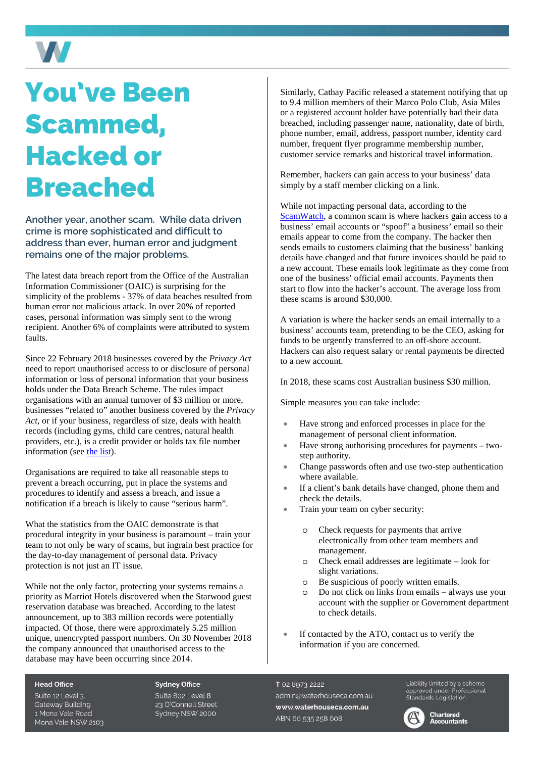# You've Been Scammed, Hacked or Breached

**Another year, another scam. While data driven crime is more sophisticated and difficult to address than ever, human error and judgment remains one of the major problems.**

The latest data breach report from the Office of the Australian Information Commissioner (OAIC) is surprising for the simplicity of the problems - 37% of data beaches resulted from human error not malicious attack. In over 20% of reported cases, personal information was simply sent to the wrong recipient. Another 6% of complaints were attributed to system faults.

Since 22 February 2018 businesses covered by the *Privacy Act* need to report unauthorised access to or disclosure of personal information or loss of personal information that your business holds under the Data Breach Scheme. The rules impact organisations with an annual turnover of $3 million or more, businesses "related to" another business covered by the *Privacy Act*, or if your business, regardless of size, deals with health records (including gyms, child care centres, natural health providers, etc.), is a credit provider or holds tax file number information (see the list).

Organisations are required to take all reasonable steps to prevent a breach occurring, put in place the systems and procedures to identify and assess a breach, and issue a notification if a breach is likely to cause "serious harm".

What the statistics from the OAIC demonstrate is that procedural integrity in your business is paramount – train your team to not only be wary of scams, but ingrain best practice for the day-to-day management of personal data. Privacy protection is not just an IT issue.

While not the only factor, protecting your systems remains a priority as Marriot Hotels discovered when the Starwood guest reservation database was breached. According to the latest announcement, up to 383 million records were potentially impacted. Of those, there were approximately 5.25 million unique, unencrypted passport numbers. On 30 November 2018 the company announced that unauthorised access to the database may have been occurring since 2014.

Similarly, Cathay Pacific released a statement notifying that up to 9.4 million members of their Marco Polo Club, Asia Miles or a registered account holder have potentially had their data breached, including passenger name, nationality, date of birth, phone number, email, address, passport number, identity card number, frequent flyer programme membership number, customer service remarks and historical travel information.

Remember, hackers can gain access to your business' data simply by a staff member clicking on a link.

While not impacting personal data, according to the ScamWatch, a common scam is where hackers gain access to a business' email accounts or "spoof" a business' email so their emails appear to come from the company. The hacker then sends emails to customers claiming that the business' banking details have changed and that future invoices should be paid to a new account. These emails look legitimate as they come from one of the business' official email accounts. Payments then start to flow into the hacker's account. The average loss from these scams is around $30,000.

A variation is where the hacker sends an email internally to a business' accounts team, pretending to be the CEO, asking for funds to be urgently transferred to an off-shore account. Hackers can also request salary or rental payments be directed to a new account.

In 2018, these scams cost Australian business $30 million.

Simple measures you can take include:

- Have strong and enforced processes in place for the management of personal client information.
- Have strong authorising procedures for payments – two-step authority.
- Change passwords often and use two-step authentication where available.
- If a client's bank details have changed, phone them and check the details.
- Train your team on cyber security:
  - Check requests for payments that arrive electronically from other team members and management.
  - Check email addresses are legitimate – look for slight variations.
  - Be suspicious of poorly written emails.
  - Do not click on links from emails – always use your account with the supplier or Government department to check details.
- If contacted by the ATO, contact us to verify the information if you are concerned.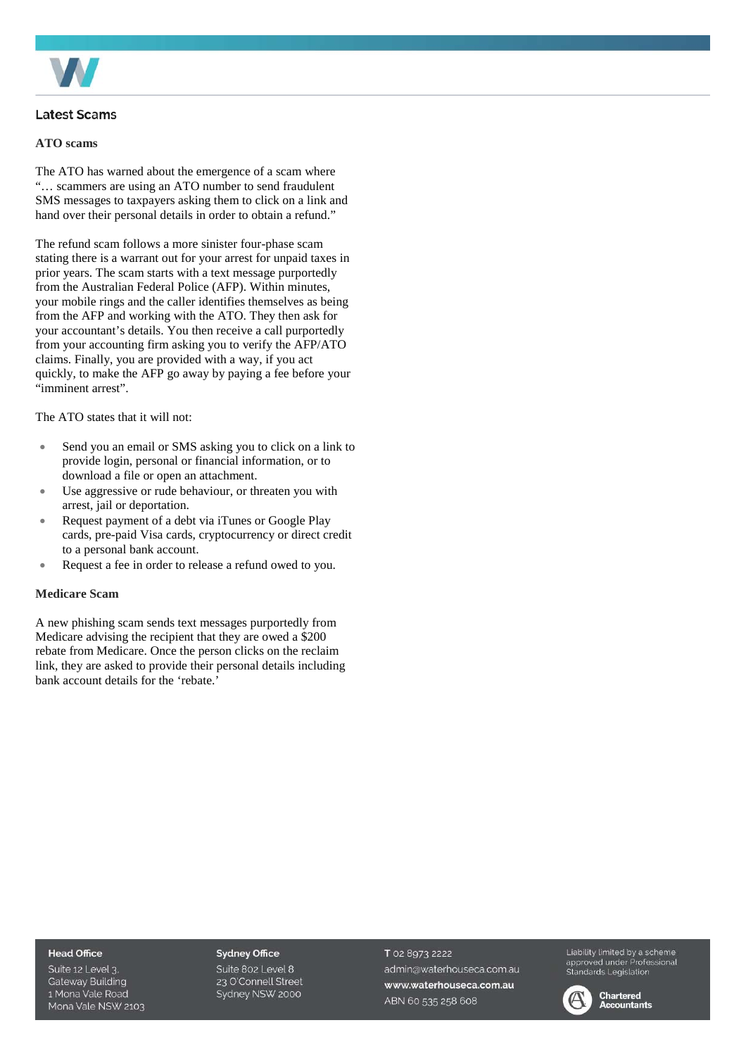## Latest Scams

### ATO scams

The ATO has warned about the emergence of a scam where "… scammers are using an ATO number to send fraudulent SMS messages to taxpayers asking them to click on a link and hand over their personal details in order to obtain a refund."

The refund scam follows a more sinister four-phase scam stating there is a warrant out for your arrest for unpaid taxes in prior years. The scam starts with a text message purportedly from the Australian Federal Police (AFP). Within minutes, your mobile rings and the caller identifies themselves as being from the AFP and working with the ATO. They then ask for your accountant's details. You then receive a call purportedly from your accounting firm asking you to verify the AFP/ATO claims. Finally, you are provided with a way, if you act quickly, to make the AFP go away by paying a fee before your "imminent arrest".

The ATO states that it will not:

- Send you an email or SMS asking you to click on a link to provide login, personal or financial information, or to download a file or open an attachment.
- Use aggressive or rude behaviour, or threaten you with arrest, jail or deportation.
- Request payment of a debt via iTunes or Google Play cards, pre-paid Visa cards, cryptocurrency or direct credit to a personal bank account.
- Request a fee in order to release a refund owed to you.

### Medicare Scam

A new phishing scam sends text messages purportedly from Medicare advising the recipient that they are owed a $200 rebate from Medicare. Once the person clicks on the reclaim link, they are asked to provide their personal details including bank account details for the 'rebate.'